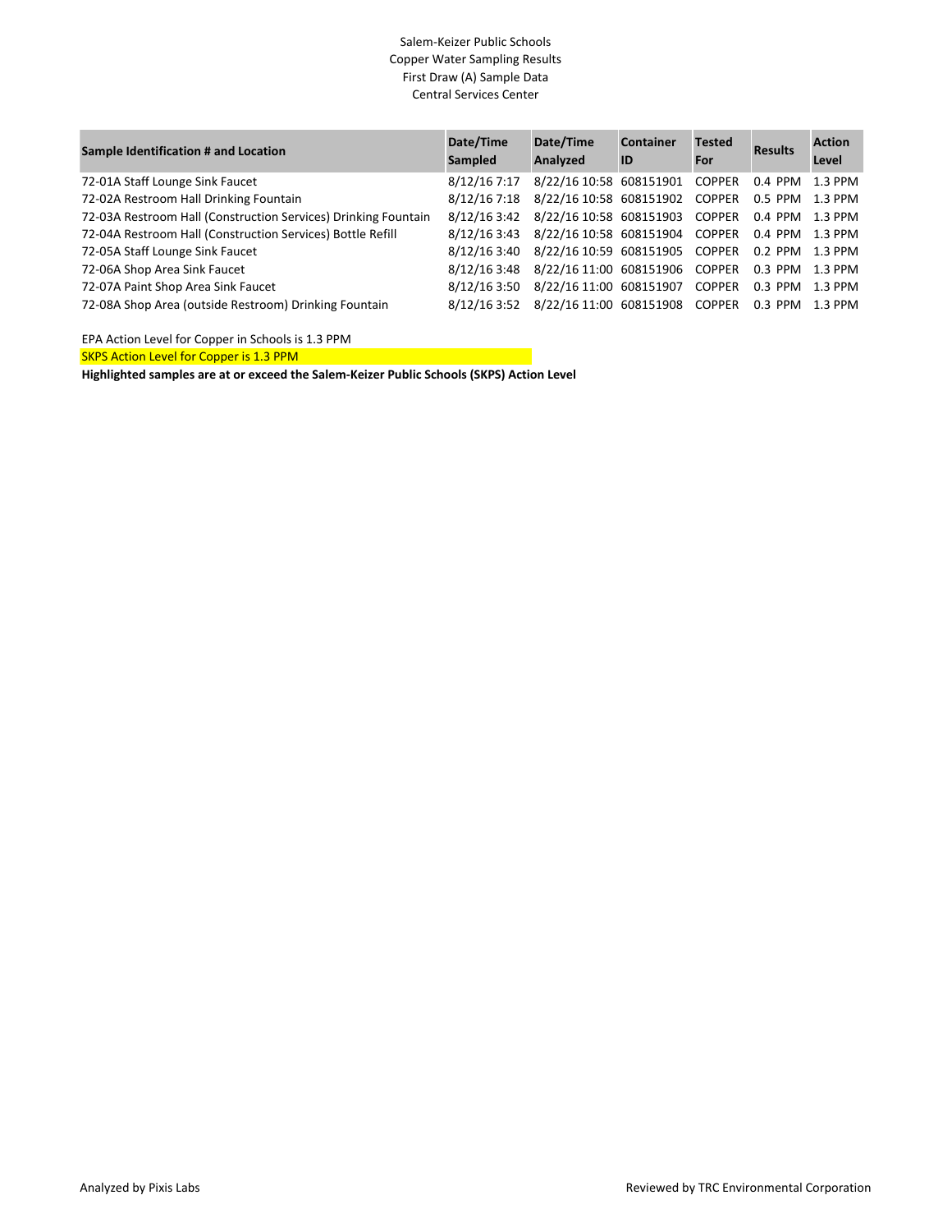Salem-Keizer Public Schools
Copper Water Sampling Results
First Draw (A) Sample Data
Central Services Center

| Sample Identification # and Location | Date/Time Sampled | Date/Time Analyzed | Container ID | Tested For | Results | Action Level |
|---|---|---|---|---|---|---|
| 72-01A Staff Lounge Sink Faucet | 8/12/16 7:17 | 8/22/16 10:58 | 608151901 | COPPER | 0.4 PPM | 1.3 PPM |
| 72-02A Restroom Hall Drinking Fountain | 8/12/16 7:18 | 8/22/16 10:58 | 608151902 | COPPER | 0.5 PPM | 1.3 PPM |
| 72-03A Restroom Hall (Construction Services) Drinking Fountain | 8/12/16 3:42 | 8/22/16 10:58 | 608151903 | COPPER | 0.4 PPM | 1.3 PPM |
| 72-04A Restroom Hall (Construction Services) Bottle Refill | 8/12/16 3:43 | 8/22/16 10:58 | 608151904 | COPPER | 0.4 PPM | 1.3 PPM |
| 72-05A Staff Lounge Sink Faucet | 8/12/16 3:40 | 8/22/16 10:59 | 608151905 | COPPER | 0.2 PPM | 1.3 PPM |
| 72-06A Shop Area Sink Faucet | 8/12/16 3:48 | 8/22/16 11:00 | 608151906 | COPPER | 0.3 PPM | 1.3 PPM |
| 72-07A Paint Shop Area Sink Faucet | 8/12/16 3:50 | 8/22/16 11:00 | 608151907 | COPPER | 0.3 PPM | 1.3 PPM |
| 72-08A Shop Area (outside Restroom) Drinking Fountain | 8/12/16 3:52 | 8/22/16 11:00 | 608151908 | COPPER | 0.3 PPM | 1.3 PPM |

EPA Action Level for Copper in Schools is 1.3 PPM

SKPS Action Level for Copper is 1.3 PPM

**Highlighted samples are at or exceed the Salem-Keizer Public Schools (SKPS) Action Level**

Analyzed by Pixis Labs

Reviewed by TRC Environmental Corporation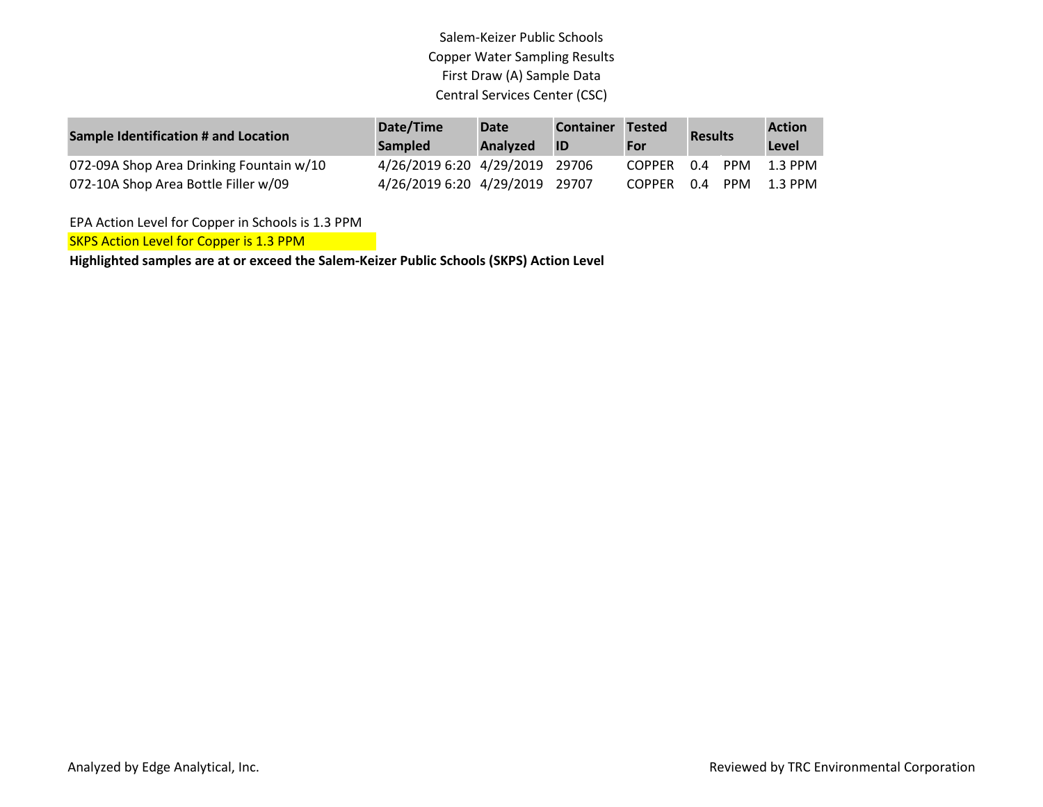Salem-Keizer Public Schools
Copper Water Sampling Results
First Draw (A) Sample Data
Central Services Center (CSC)

| Sample Identification # and Location | Date/Time Sampled | Date Analyzed | Container ID | Tested For | Results | | Action Level |
|---|---|---|---|---|---|---|---|
| 072-09A Shop Area Drinking Fountain w/10 | 4/26/2019 6:20 | 4/29/2019 | 29706 | COPPER | 0.4 | PPM | 1.3 PPM |
| 072-10A Shop Area Bottle Filler w/09 | 4/26/2019 6:20 | 4/29/2019 | 29707 | COPPER | 0.4 | PPM | 1.3 PPM |

EPA Action Level for Copper in Schools is 1.3 PPM

SKPS Action Level for Copper is 1.3 PPM

**Highlighted samples are at or exceed the Salem-Keizer Public Schools (SKPS) Action Level**

Analyzed by Edge Analytical, Inc.

Reviewed by TRC Environmental Corporation